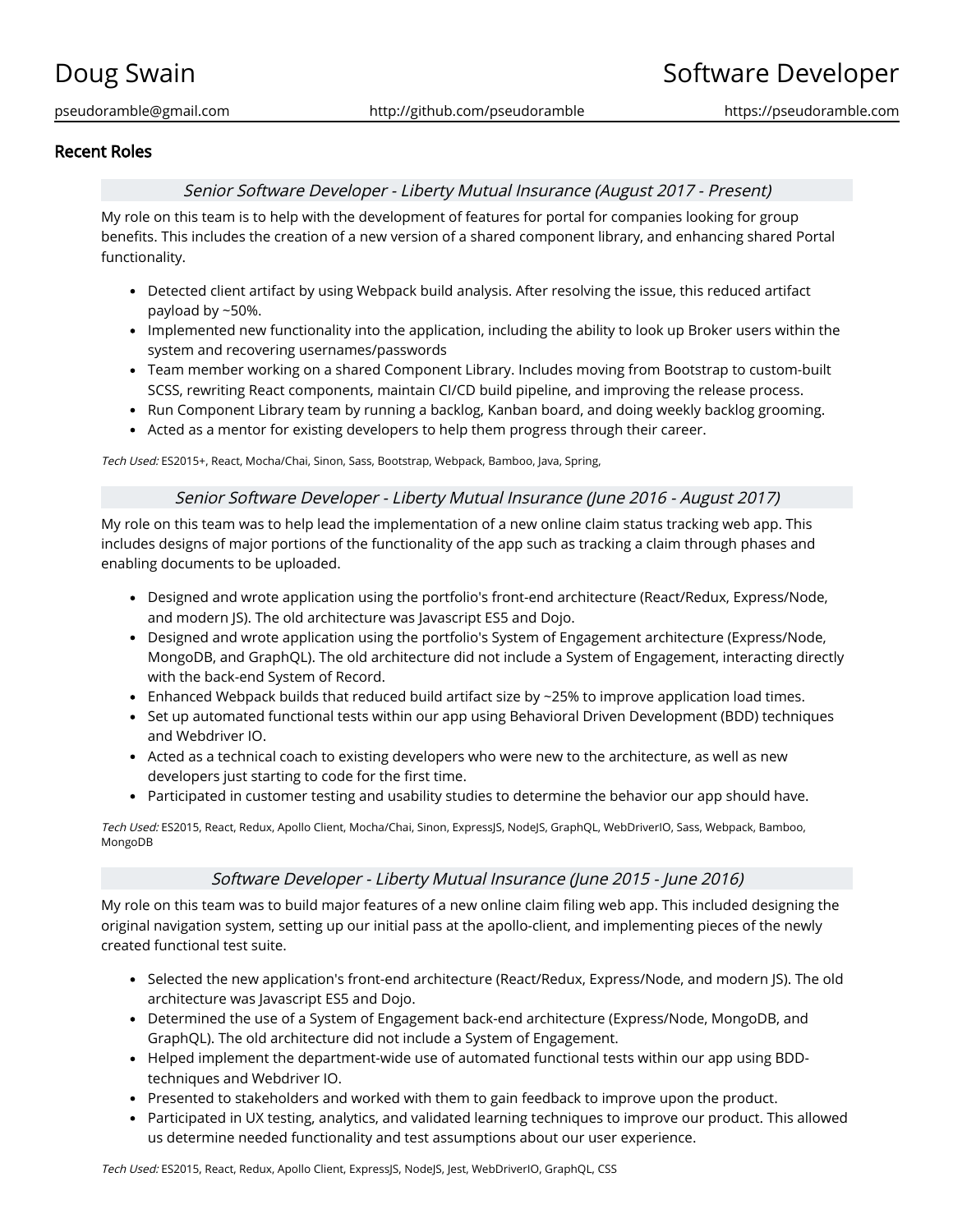# Doug Swain — Software Developer

pseudoramble@gmail.com | http://github.com/pseudoramble | https://pseudoramble.com

## Recent Roles

### *Senior Software Developer - Liberty Mutual Insurance (August 2017 - Present)*

My role on this team is to help with the development of features for portal for companies looking for group benefits. This includes the creation of a new version of a shared component library, and enhancing shared Portal functionality.

- Detected client artifact by using Webpack build analysis. After resolving the issue, this reduced artifact payload by ~50%.
- Implemented new functionality into the application, including the ability to look up Broker users within the system and recovering usernames/passwords
- Team member working on a shared Component Library. Includes moving from Bootstrap to custom-built SCSS, rewriting React components, maintain CI/CD build pipeline, and improving the release process.
- Run Component Library team by running a backlog, Kanban board, and doing weekly backlog grooming.
- Acted as a mentor for existing developers to help them progress through their career.

*Tech Used:* ES2015+, React, Mocha/Chai, Sinon, Sass, Bootstrap, Webpack, Bamboo, Java, Spring,

### *Senior Software Developer - Liberty Mutual Insurance (June 2016 - August 2017)*

My role on this team was to help lead the implementation of a new online claim status tracking web app. This includes designs of major portions of the functionality of the app such as tracking a claim through phases and enabling documents to be uploaded.

- Designed and wrote application using the portfolio's front-end architecture (React/Redux, Express/Node, and modern JS). The old architecture was Javascript ES5 and Dojo.
- Designed and wrote application using the portfolio's System of Engagement architecture (Express/Node, MongoDB, and GraphQL). The old architecture did not include a System of Engagement, interacting directly with the back-end System of Record.
- Enhanced Webpack builds that reduced build artifact size by ~25% to improve application load times.
- Set up automated functional tests within our app using Behavioral Driven Development (BDD) techniques and Webdriver IO.
- Acted as a technical coach to existing developers who were new to the architecture, as well as new developers just starting to code for the first time.
- Participated in customer testing and usability studies to determine the behavior our app should have.

*Tech Used:* ES2015, React, Redux, Apollo Client, Mocha/Chai, Sinon, ExpressJS, NodeJS, GraphQL, WebDriverIO, Sass, Webpack, Bamboo, MongoDB

### *Software Developer - Liberty Mutual Insurance (June 2015 - June 2016)*

My role on this team was to build major features of a new online claim filing web app. This included designing the original navigation system, setting up our initial pass at the apollo-client, and implementing pieces of the newly created functional test suite.

- Selected the new application's front-end architecture (React/Redux, Express/Node, and modern JS). The old architecture was Javascript ES5 and Dojo.
- Determined the use of a System of Engagement back-end architecture (Express/Node, MongoDB, and GraphQL). The old architecture did not include a System of Engagement.
- Helped implement the department-wide use of automated functional tests within our app using BDD-techniques and Webdriver IO.
- Presented to stakeholders and worked with them to gain feedback to improve upon the product.
- Participated in UX testing, analytics, and validated learning techniques to improve our product. This allowed us determine needed functionality and test assumptions about our user experience.

*Tech Used:* ES2015, React, Redux, Apollo Client, ExpressJS, NodeJS, Jest, WebDriverIO, GraphQL, CSS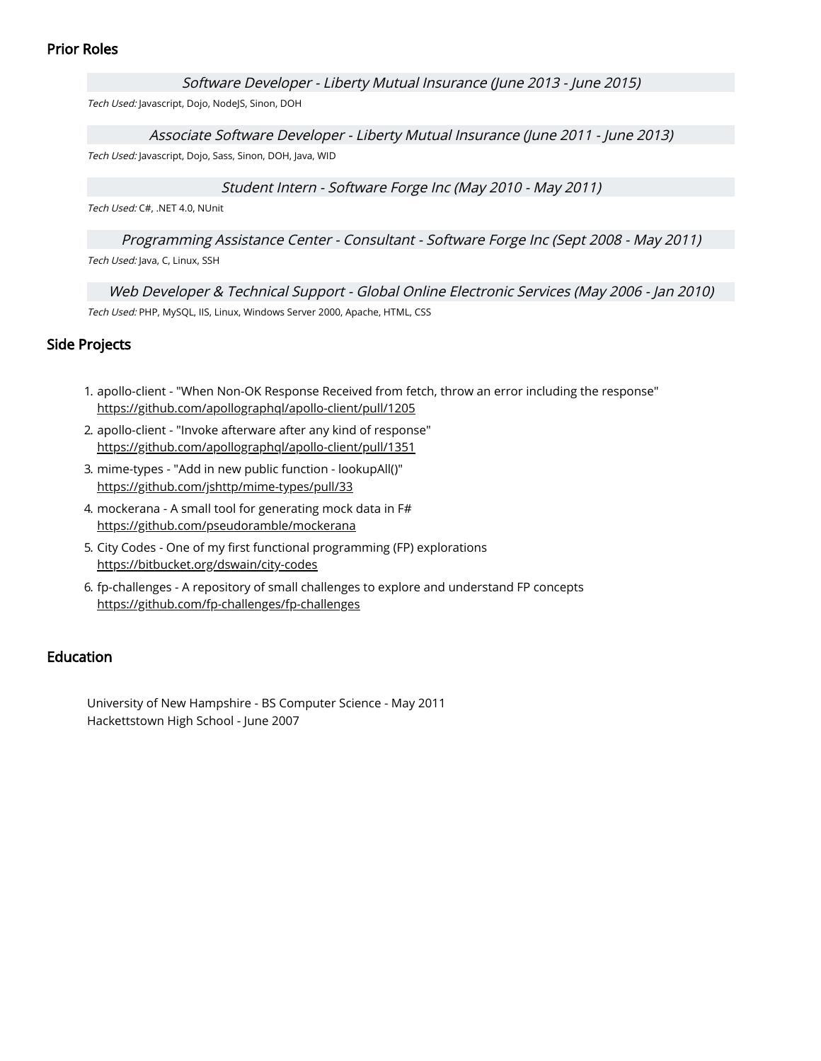## Prior Roles

*Software Developer - Liberty Mutual Insurance (June 2013 - June 2015)*

*Tech Used:* Javascript, Dojo, NodeJS, Sinon, DOH

*Associate Software Developer - Liberty Mutual Insurance (June 2011 - June 2013)*

*Tech Used:* Javascript, Dojo, Sass, Sinon, DOH, Java, WID

*Student Intern - Software Forge Inc (May 2010 - May 2011)*

*Tech Used:* C#, .NET 4.0, NUnit

*Programming Assistance Center - Consultant - Software Forge Inc (Sept 2008 - May 2011)*

*Tech Used:* Java, C, Linux, SSH

*Web Developer & Technical Support - Global Online Electronic Services (May 2006 - Jan 2010)*

*Tech Used:* PHP, MySQL, IIS, Linux, Windows Server 2000, Apache, HTML, CSS

## Side Projects

1. apollo-client - "When Non-OK Response Received from fetch, throw an error including the response"
   https://github.com/apollographql/apollo-client/pull/1205
2. apollo-client - "Invoke afterware after any kind of response"
   https://github.com/apollographql/apollo-client/pull/1351
3. mime-types - "Add in new public function - lookupAll()"
   https://github.com/jshttp/mime-types/pull/33
4. mockerana - A small tool for generating mock data in F#
   https://github.com/pseudoramble/mockerana
5. City Codes - One of my first functional programming (FP) explorations
   https://bitbucket.org/dswain/city-codes
6. fp-challenges - A repository of small challenges to explore and understand FP concepts
   https://github.com/fp-challenges/fp-challenges

## Education

University of New Hampshire - BS Computer Science - May 2011
Hackettstown High School - June 2007